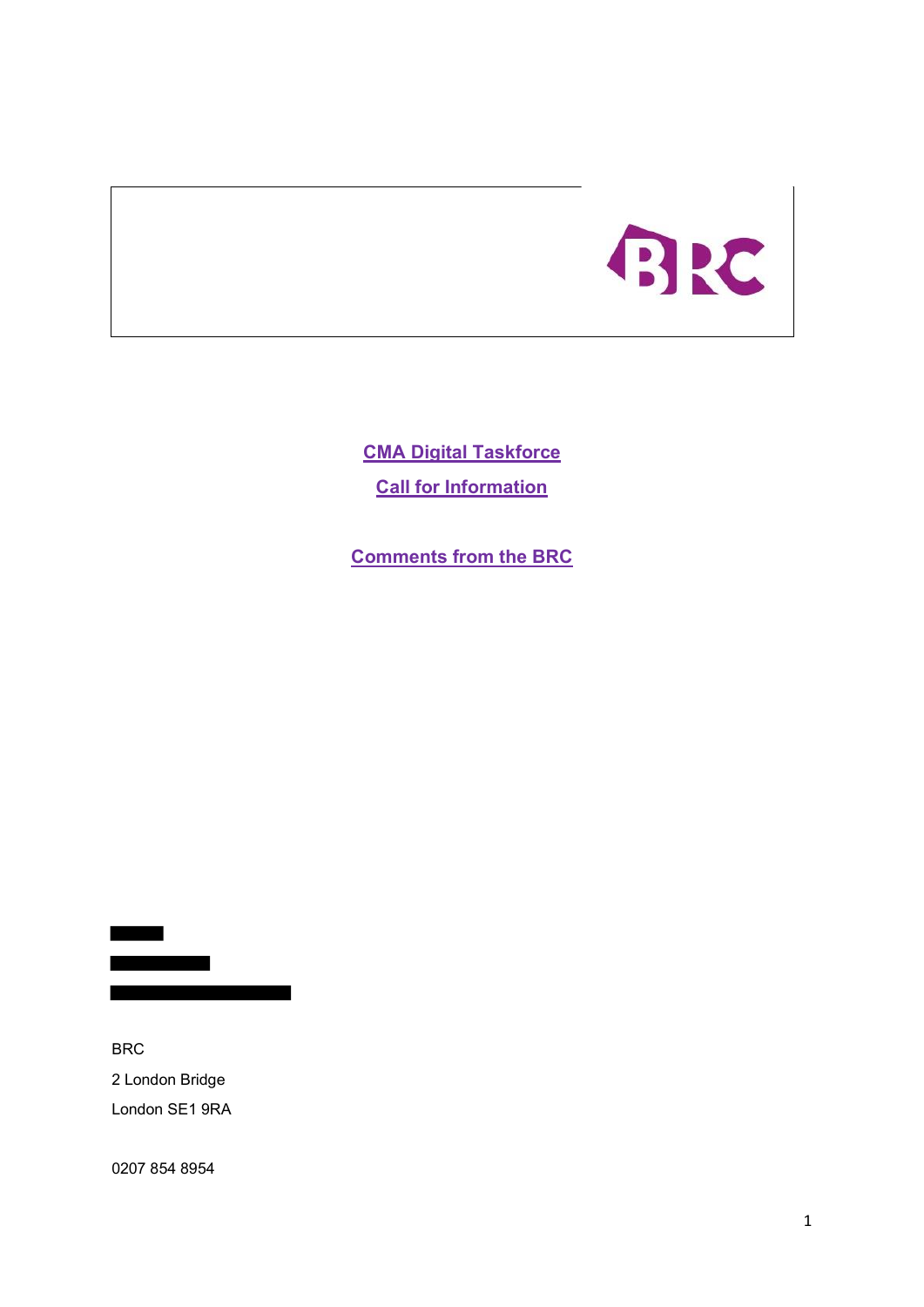# CMA Digital Taskforce

## Call for Information

## Comments from the BRC

BRC

2 London Bridge

London SE1 9RA

0207 854 8954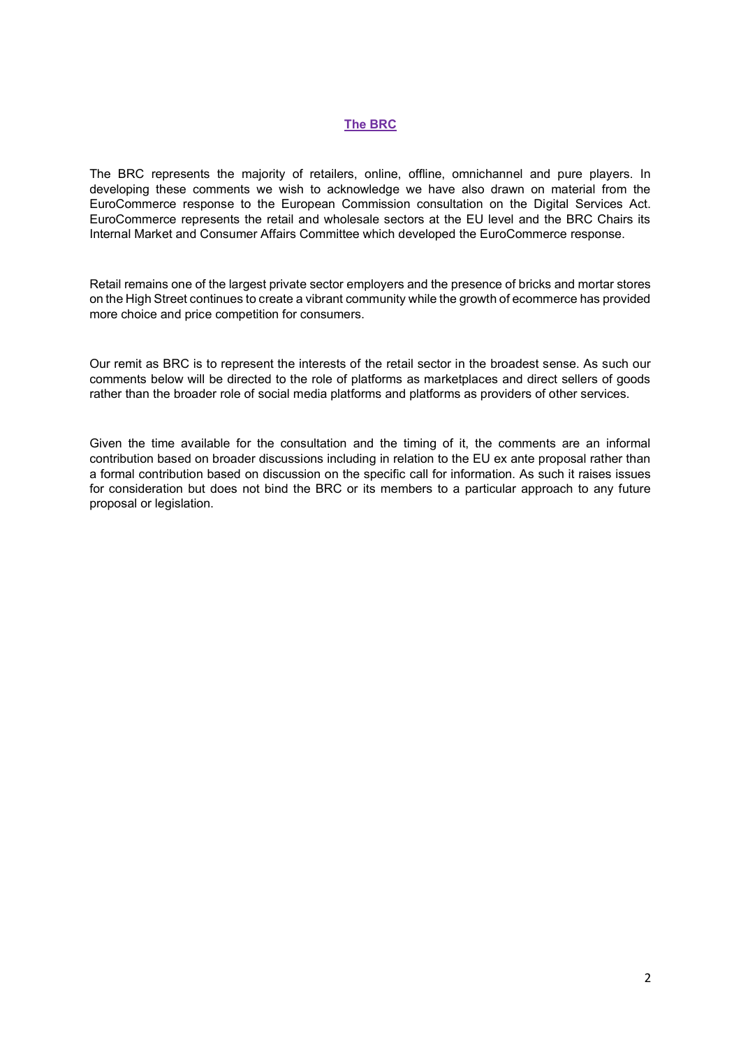## The BRC

The BRC represents the majority of retailers, online, offline, omnichannel and pure players. In developing these comments we wish to acknowledge we have also drawn on material from the EuroCommerce response to the European Commission consultation on the Digital Services Act. EuroCommerce represents the retail and wholesale sectors at the EU level and the BRC Chairs its Internal Market and Consumer Affairs Committee which developed the EuroCommerce response.

Retail remains one of the largest private sector employers and the presence of bricks and mortar stores on the High Street continues to create a vibrant community while the growth of ecommerce has provided more choice and price competition for consumers.

Our remit as BRC is to represent the interests of the retail sector in the broadest sense. As such our comments below will be directed to the role of platforms as marketplaces and direct sellers of goods rather than the broader role of social media platforms and platforms as providers of other services.

Given the time available for the consultation and the timing of it, the comments are an informal contribution based on broader discussions including in relation to the EU ex ante proposal rather than a formal contribution based on discussion on the specific call for information. As such it raises issues for consideration but does not bind the BRC or its members to a particular approach to any future proposal or legislation.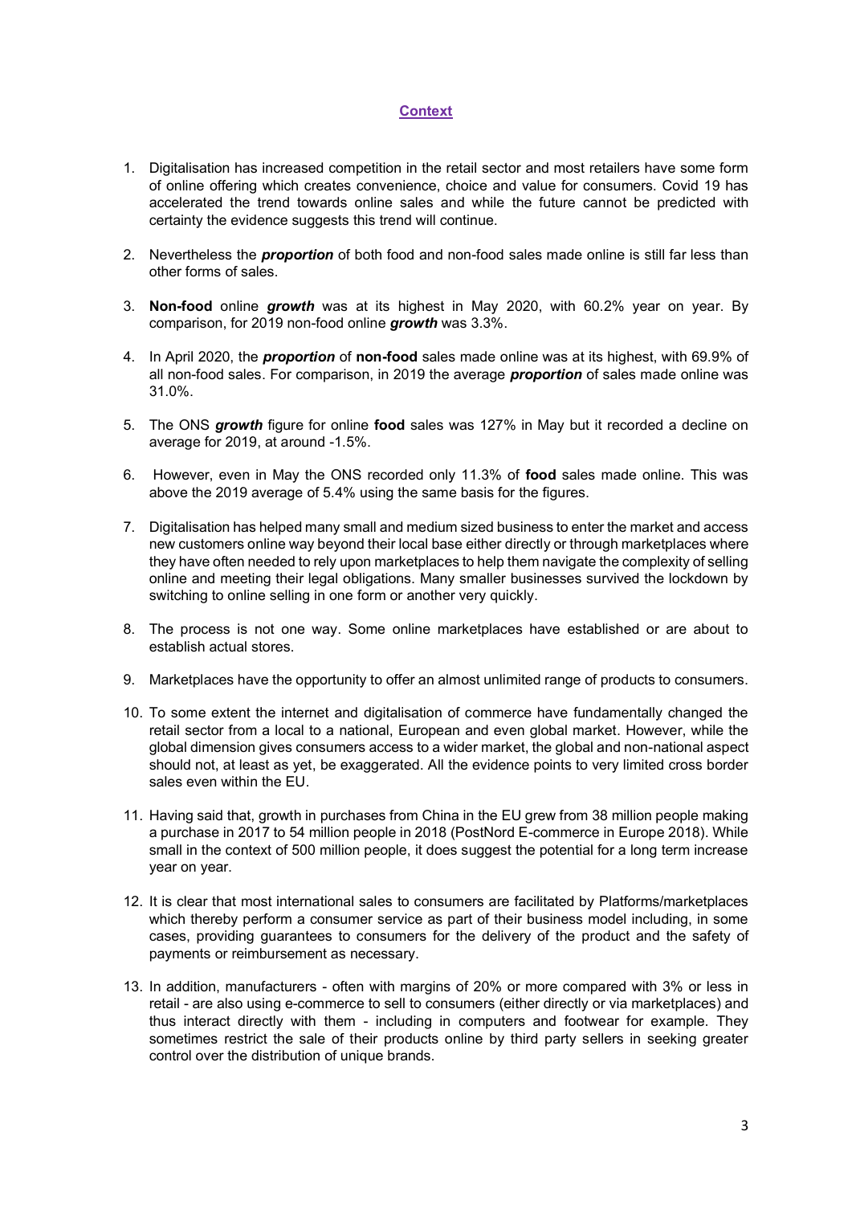## Context

1. Digitalisation has increased competition in the retail sector and most retailers have some form of online offering which creates convenience, choice and value for consumers. Covid 19 has accelerated the trend towards online sales and while the future cannot be predicted with certainty the evidence suggests this trend will continue.

2. Nevertheless the ***proportion*** of both food and non-food sales made online is still far less than other forms of sales.

3. **Non-food** online ***growth*** was at its highest in May 2020, with 60.2% year on year. By comparison, for 2019 non-food online ***growth*** was 3.3%.

4. In April 2020, the ***proportion*** of **non-food** sales made online was at its highest, with 69.9% of all non-food sales. For comparison, in 2019 the average ***proportion*** of sales made online was 31.0%.

5. The ONS ***growth*** figure for online **food** sales was 127% in May but it recorded a decline on average for 2019, at around -1.5%.

6. However, even in May the ONS recorded only 11.3% of **food** sales made online. This was above the 2019 average of 5.4% using the same basis for the figures.

7. Digitalisation has helped many small and medium sized business to enter the market and access new customers online way beyond their local base either directly or through marketplaces where they have often needed to rely upon marketplaces to help them navigate the complexity of selling online and meeting their legal obligations. Many smaller businesses survived the lockdown by switching to online selling in one form or another very quickly.

8. The process is not one way. Some online marketplaces have established or are about to establish actual stores.

9. Marketplaces have the opportunity to offer an almost unlimited range of products to consumers.

10. To some extent the internet and digitalisation of commerce have fundamentally changed the retail sector from a local to a national, European and even global market. However, while the global dimension gives consumers access to a wider market, the global and non-national aspect should not, at least as yet, be exaggerated. All the evidence points to very limited cross border sales even within the EU.

11. Having said that, growth in purchases from China in the EU grew from 38 million people making a purchase in 2017 to 54 million people in 2018 (PostNord E-commerce in Europe 2018). While small in the context of 500 million people, it does suggest the potential for a long term increase year on year.

12. It is clear that most international sales to consumers are facilitated by Platforms/marketplaces which thereby perform a consumer service as part of their business model including, in some cases, providing guarantees to consumers for the delivery of the product and the safety of payments or reimbursement as necessary.

13. In addition, manufacturers - often with margins of 20% or more compared with 3% or less in retail - are also using e-commerce to sell to consumers (either directly or via marketplaces) and thus interact directly with them - including in computers and footwear for example. They sometimes restrict the sale of their products online by third party sellers in seeking greater control over the distribution of unique brands.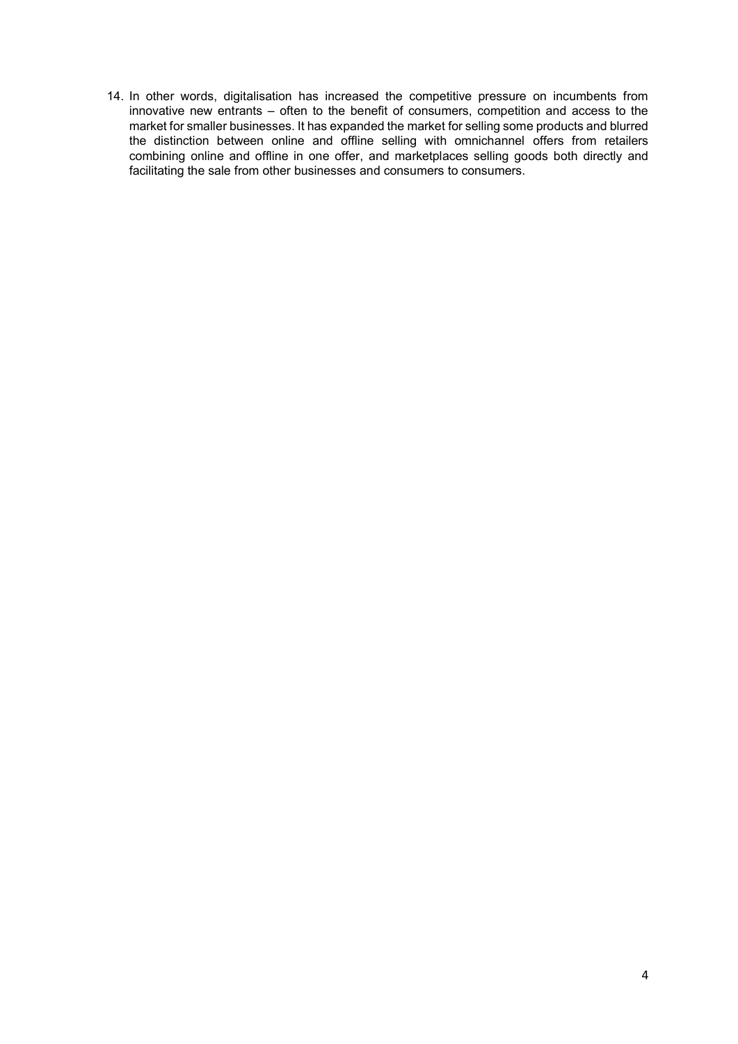14. In other words, digitalisation has increased the competitive pressure on incumbents from innovative new entrants – often to the benefit of consumers, competition and access to the market for smaller businesses. It has expanded the market for selling some products and blurred the distinction between online and offline selling with omnichannel offers from retailers combining online and offline in one offer, and marketplaces selling goods both directly and facilitating the sale from other businesses and consumers to consumers.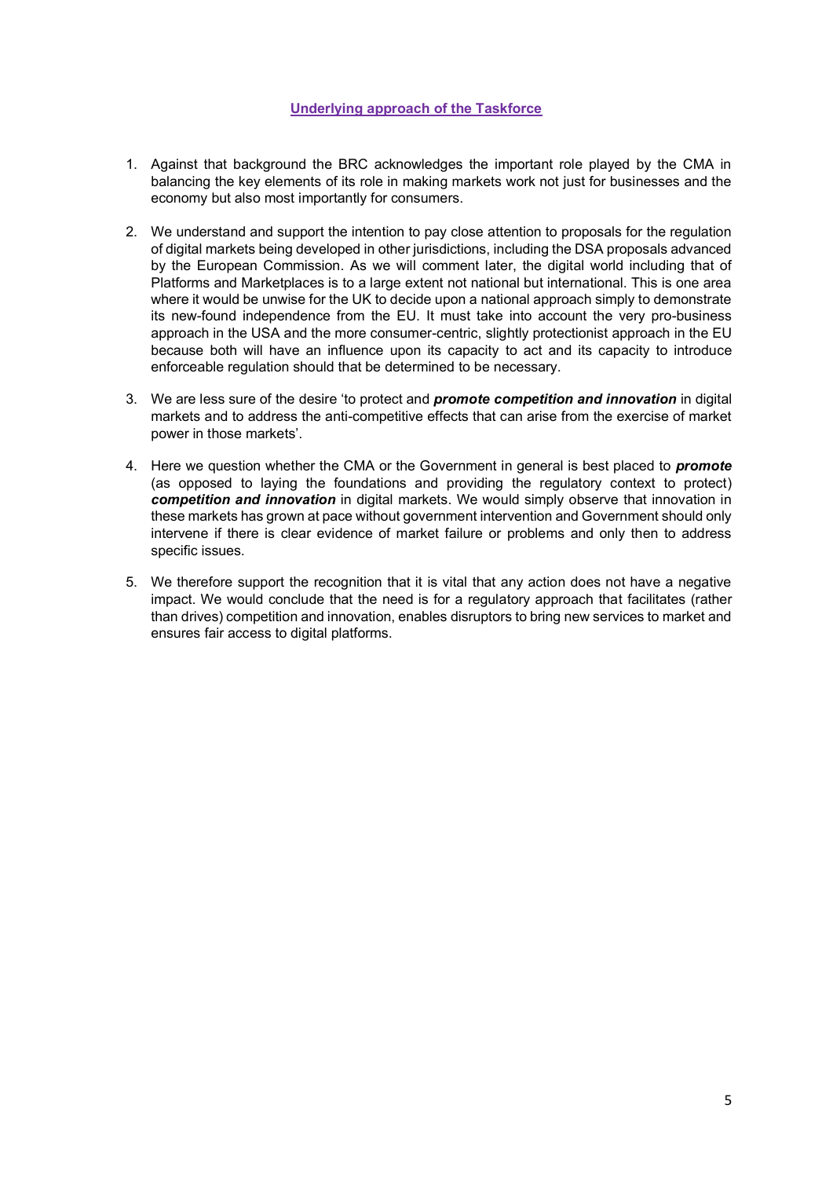## Underlying approach of the Taskforce

1. Against that background the BRC acknowledges the important role played by the CMA in balancing the key elements of its role in making markets work not just for businesses and the economy but also most importantly for consumers.

2. We understand and support the intention to pay close attention to proposals for the regulation of digital markets being developed in other jurisdictions, including the DSA proposals advanced by the European Commission. As we will comment later, the digital world including that of Platforms and Marketplaces is to a large extent not national but international. This is one area where it would be unwise for the UK to decide upon a national approach simply to demonstrate its new-found independence from the EU. It must take into account the very pro-business approach in the USA and the more consumer-centric, slightly protectionist approach in the EU because both will have an influence upon its capacity to act and its capacity to introduce enforceable regulation should that be determined to be necessary.

3. We are less sure of the desire 'to protect and ***promote competition and innovation*** in digital markets and to address the anti-competitive effects that can arise from the exercise of market power in those markets'.

4. Here we question whether the CMA or the Government in general is best placed to ***promote*** (as opposed to laying the foundations and providing the regulatory context to protect) ***competition and innovation*** in digital markets. We would simply observe that innovation in these markets has grown at pace without government intervention and Government should only intervene if there is clear evidence of market failure or problems and only then to address specific issues.

5. We therefore support the recognition that it is vital that any action does not have a negative impact. We would conclude that the need is for a regulatory approach that facilitates (rather than drives) competition and innovation, enables disruptors to bring new services to market and ensures fair access to digital platforms.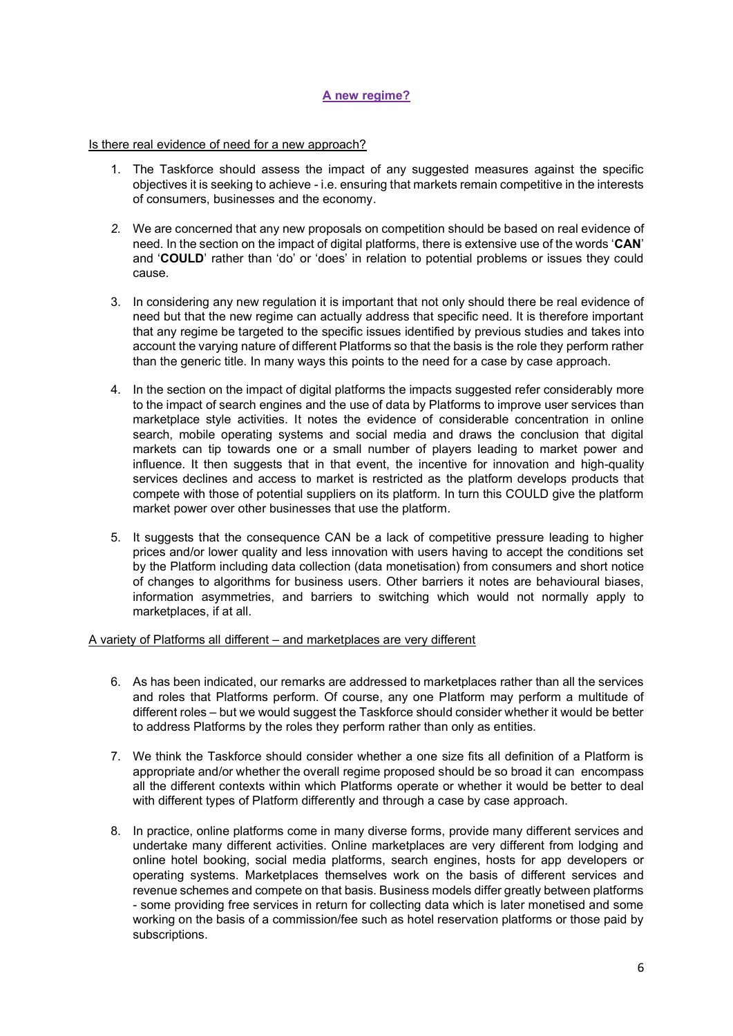## A new regime?

Is there real evidence of need for a new approach?

1. The Taskforce should assess the impact of any suggested measures against the specific objectives it is seeking to achieve - i.e. ensuring that markets remain competitive in the interests of consumers, businesses and the economy.

2. We are concerned that any new proposals on competition should be based on real evidence of need. In the section on the impact of digital platforms, there is extensive use of the words '**CAN**' and '**COULD**' rather than 'do' or 'does' in relation to potential problems or issues they could cause.

3. In considering any new regulation it is important that not only should there be real evidence of need but that the new regime can actually address that specific need. It is therefore important that any regime be targeted to the specific issues identified by previous studies and takes into account the varying nature of different Platforms so that the basis is the role they perform rather than the generic title. In many ways this points to the need for a case by case approach.

4. In the section on the impact of digital platforms the impacts suggested refer considerably more to the impact of search engines and the use of data by Platforms to improve user services than marketplace style activities. It notes the evidence of considerable concentration in online search, mobile operating systems and social media and draws the conclusion that digital markets can tip towards one or a small number of players leading to market power and influence. It then suggests that in that event, the incentive for innovation and high-quality services declines and access to market is restricted as the platform develops products that compete with those of potential suppliers on its platform. In turn this COULD give the platform market power over other businesses that use the platform.

5. It suggests that the consequence CAN be a lack of competitive pressure leading to higher prices and/or lower quality and less innovation with users having to accept the conditions set by the Platform including data collection (data monetisation) from consumers and short notice of changes to algorithms for business users. Other barriers it notes are behavioural biases, information asymmetries, and barriers to switching which would not normally apply to marketplaces, if at all.

A variety of Platforms all different – and marketplaces are very different

6. As has been indicated, our remarks are addressed to marketplaces rather than all the services and roles that Platforms perform. Of course, any one Platform may perform a multitude of different roles – but we would suggest the Taskforce should consider whether it would be better to address Platforms by the roles they perform rather than only as entities.

7. We think the Taskforce should consider whether a one size fits all definition of a Platform is appropriate and/or whether the overall regime proposed should be so broad it can encompass all the different contexts within which Platforms operate or whether it would be better to deal with different types of Platform differently and through a case by case approach.

8. In practice, online platforms come in many diverse forms, provide many different services and undertake many different activities. Online marketplaces are very different from lodging and online hotel booking, social media platforms, search engines, hosts for app developers or operating systems. Marketplaces themselves work on the basis of different services and revenue schemes and compete on that basis. Business models differ greatly between platforms - some providing free services in return for collecting data which is later monetised and some working on the basis of a commission/fee such as hotel reservation platforms or those paid by subscriptions.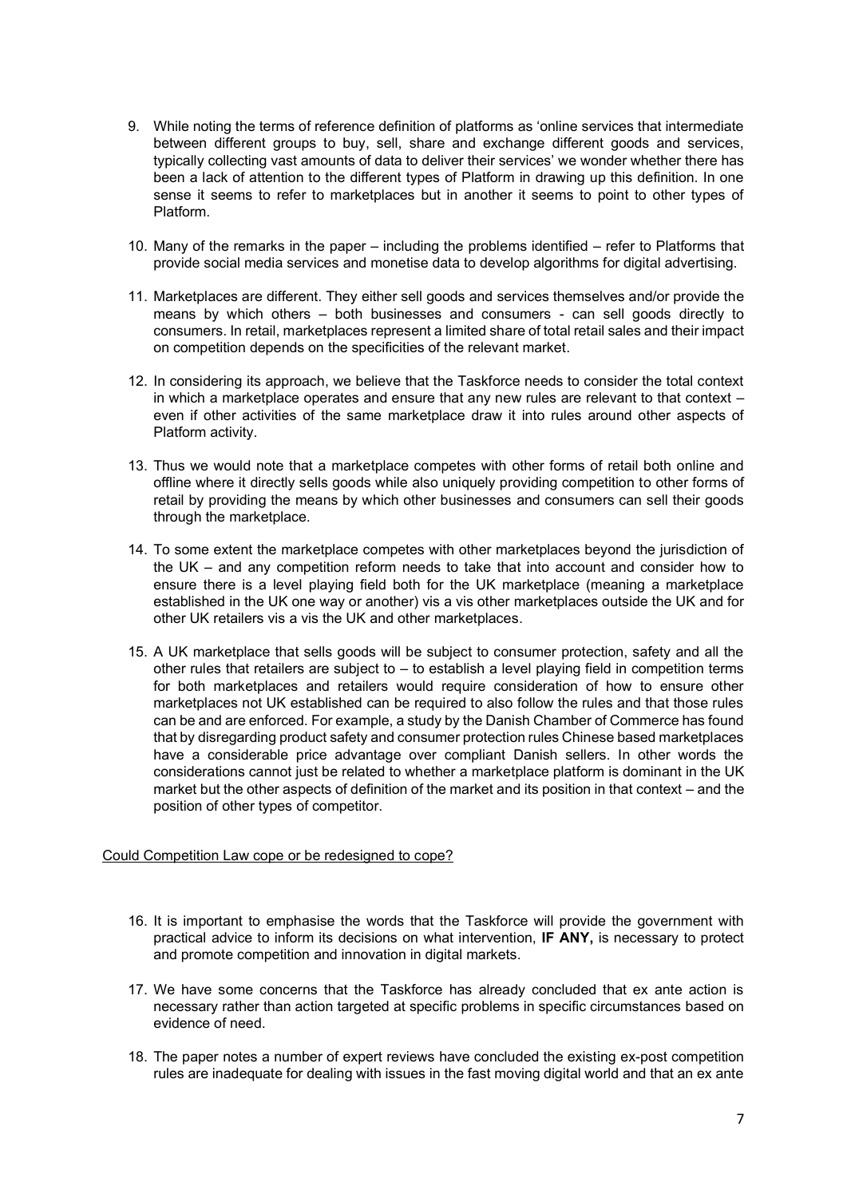9. While noting the terms of reference definition of platforms as 'online services that intermediate between different groups to buy, sell, share and exchange different goods and services, typically collecting vast amounts of data to deliver their services' we wonder whether there has been a lack of attention to the different types of Platform in drawing up this definition. In one sense it seems to refer to marketplaces but in another it seems to point to other types of Platform.

10. Many of the remarks in the paper – including the problems identified – refer to Platforms that provide social media services and monetise data to develop algorithms for digital advertising.

11. Marketplaces are different. They either sell goods and services themselves and/or provide the means by which others – both businesses and consumers - can sell goods directly to consumers. In retail, marketplaces represent a limited share of total retail sales and their impact on competition depends on the specificities of the relevant market.

12. In considering its approach, we believe that the Taskforce needs to consider the total context in which a marketplace operates and ensure that any new rules are relevant to that context – even if other activities of the same marketplace draw it into rules around other aspects of Platform activity.

13. Thus we would note that a marketplace competes with other forms of retail both online and offline where it directly sells goods while also uniquely providing competition to other forms of retail by providing the means by which other businesses and consumers can sell their goods through the marketplace.

14. To some extent the marketplace competes with other marketplaces beyond the jurisdiction of the UK – and any competition reform needs to take that into account and consider how to ensure there is a level playing field both for the UK marketplace (meaning a marketplace established in the UK one way or another) vis a vis other marketplaces outside the UK and for other UK retailers vis a vis the UK and other marketplaces.

15. A UK marketplace that sells goods will be subject to consumer protection, safety and all the other rules that retailers are subject to – to establish a level playing field in competition terms for both marketplaces and retailers would require consideration of how to ensure other marketplaces not UK established can be required to also follow the rules and that those rules can be and are enforced. For example, a study by the Danish Chamber of Commerce has found that by disregarding product safety and consumer protection rules Chinese based marketplaces have a considerable price advantage over compliant Danish sellers. In other words the considerations cannot just be related to whether a marketplace platform is dominant in the UK market but the other aspects of definition of the market and its position in that context – and the position of other types of competitor.

<u>Could Competition Law cope or be redesigned to cope?</u>

16. It is important to emphasise the words that the Taskforce will provide the government with practical advice to inform its decisions on what intervention, **IF ANY,** is necessary to protect and promote competition and innovation in digital markets.

17. We have some concerns that the Taskforce has already concluded that ex ante action is necessary rather than action targeted at specific problems in specific circumstances based on evidence of need.

18. The paper notes a number of expert reviews have concluded the existing ex-post competition rules are inadequate for dealing with issues in the fast moving digital world and that an ex ante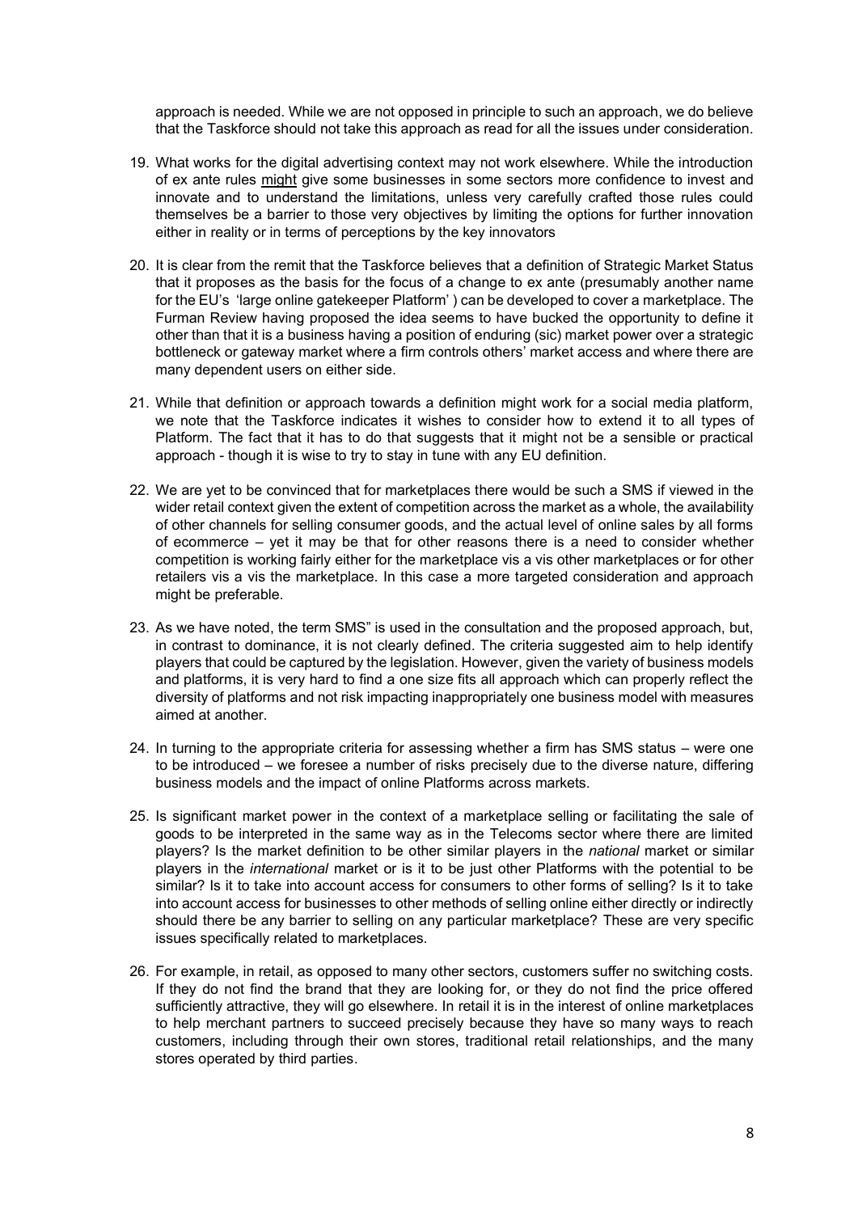approach is needed. While we are not opposed in principle to such an approach, we do believe that the Taskforce should not take this approach as read for all the issues under consideration.

19. What works for the digital advertising context may not work elsewhere. While the introduction of ex ante rules <u>might</u> give some businesses in some sectors more confidence to invest and innovate and to understand the limitations, unless very carefully crafted those rules could themselves be a barrier to those very objectives by limiting the options for further innovation either in reality or in terms of perceptions by the key innovators

20. It is clear from the remit that the Taskforce believes that a definition of Strategic Market Status that it proposes as the basis for the focus of a change to ex ante (presumably another name for the EU's 'large online gatekeeper Platform' ) can be developed to cover a marketplace. The Furman Review having proposed the idea seems to have bucked the opportunity to define it other than that it is a business having a position of enduring (sic) market power over a strategic bottleneck or gateway market where a firm controls others' market access and where there are many dependent users on either side.

21. While that definition or approach towards a definition might work for a social media platform, we note that the Taskforce indicates it wishes to consider how to extend it to all types of Platform. The fact that it has to do that suggests that it might not be a sensible or practical approach - though it is wise to try to stay in tune with any EU definition.

22. We are yet to be convinced that for marketplaces there would be such a SMS if viewed in the wider retail context given the extent of competition across the market as a whole, the availability of other channels for selling consumer goods, and the actual level of online sales by all forms of ecommerce – yet it may be that for other reasons there is a need to consider whether competition is working fairly either for the marketplace vis a vis other marketplaces or for other retailers vis a vis the marketplace. In this case a more targeted consideration and approach might be preferable.

23. As we have noted, the term SMS" is used in the consultation and the proposed approach, but, in contrast to dominance, it is not clearly defined. The criteria suggested aim to help identify players that could be captured by the legislation. However, given the variety of business models and platforms, it is very hard to find a one size fits all approach which can properly reflect the diversity of platforms and not risk impacting inappropriately one business model with measures aimed at another.

24. In turning to the appropriate criteria for assessing whether a firm has SMS status – were one to be introduced – we foresee a number of risks precisely due to the diverse nature, differing business models and the impact of online Platforms across markets.

25. Is significant market power in the context of a marketplace selling or facilitating the sale of goods to be interpreted in the same way as in the Telecoms sector where there are limited players? Is the market definition to be other similar players in the *national* market or similar players in the *international* market or is it to be just other Platforms with the potential to be similar? Is it to take into account access for consumers to other forms of selling? Is it to take into account access for businesses to other methods of selling online either directly or indirectly should there be any barrier to selling on any particular marketplace? These are very specific issues specifically related to marketplaces.

26. For example, in retail, as opposed to many other sectors, customers suffer no switching costs. If they do not find the brand that they are looking for, or they do not find the price offered sufficiently attractive, they will go elsewhere. In retail it is in the interest of online marketplaces to help merchant partners to succeed precisely because they have so many ways to reach customers, including through their own stores, traditional retail relationships, and the many stores operated by third parties.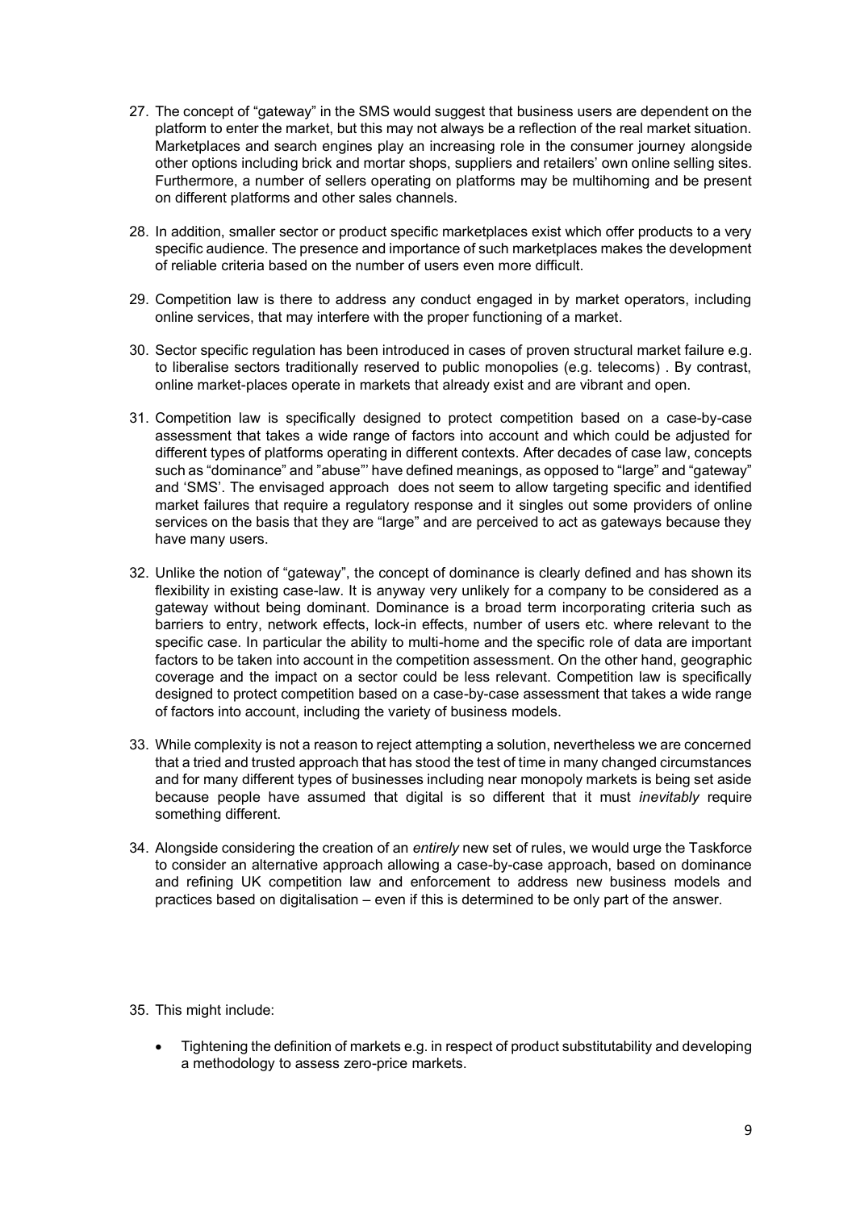27. The concept of "gateway" in the SMS would suggest that business users are dependent on the platform to enter the market, but this may not always be a reflection of the real market situation. Marketplaces and search engines play an increasing role in the consumer journey alongside other options including brick and mortar shops, suppliers and retailers' own online selling sites. Furthermore, a number of sellers operating on platforms may be multihoming and be present on different platforms and other sales channels.

28. In addition, smaller sector or product specific marketplaces exist which offer products to a very specific audience. The presence and importance of such marketplaces makes the development of reliable criteria based on the number of users even more difficult.

29. Competition law is there to address any conduct engaged in by market operators, including online services, that may interfere with the proper functioning of a market.

30. Sector specific regulation has been introduced in cases of proven structural market failure e.g. to liberalise sectors traditionally reserved to public monopolies (e.g. telecoms) . By contrast, online market-places operate in markets that already exist and are vibrant and open.

31. Competition law is specifically designed to protect competition based on a case-by-case assessment that takes a wide range of factors into account and which could be adjusted for different types of platforms operating in different contexts. After decades of case law, concepts such as "dominance" and "abuse"' have defined meanings, as opposed to "large" and "gateway" and 'SMS'. The envisaged approach does not seem to allow targeting specific and identified market failures that require a regulatory response and it singles out some providers of online services on the basis that they are "large" and are perceived to act as gateways because they have many users.

32. Unlike the notion of "gateway", the concept of dominance is clearly defined and has shown its flexibility in existing case-law. It is anyway very unlikely for a company to be considered as a gateway without being dominant. Dominance is a broad term incorporating criteria such as barriers to entry, network effects, lock-in effects, number of users etc. where relevant to the specific case. In particular the ability to multi-home and the specific role of data are important factors to be taken into account in the competition assessment. On the other hand, geographic coverage and the impact on a sector could be less relevant. Competition law is specifically designed to protect competition based on a case-by-case assessment that takes a wide range of factors into account, including the variety of business models.

33. While complexity is not a reason to reject attempting a solution, nevertheless we are concerned that a tried and trusted approach that has stood the test of time in many changed circumstances and for many different types of businesses including near monopoly markets is being set aside because people have assumed that digital is so different that it must *inevitably* require something different.

34. Alongside considering the creation of an *entirely* new set of rules, we would urge the Taskforce to consider an alternative approach allowing a case-by-case approach, based on dominance and refining UK competition law and enforcement to address new business models and practices based on digitalisation – even if this is determined to be only part of the answer.

35. This might include:

    - Tightening the definition of markets e.g. in respect of product substitutability and developing a methodology to assess zero-price markets.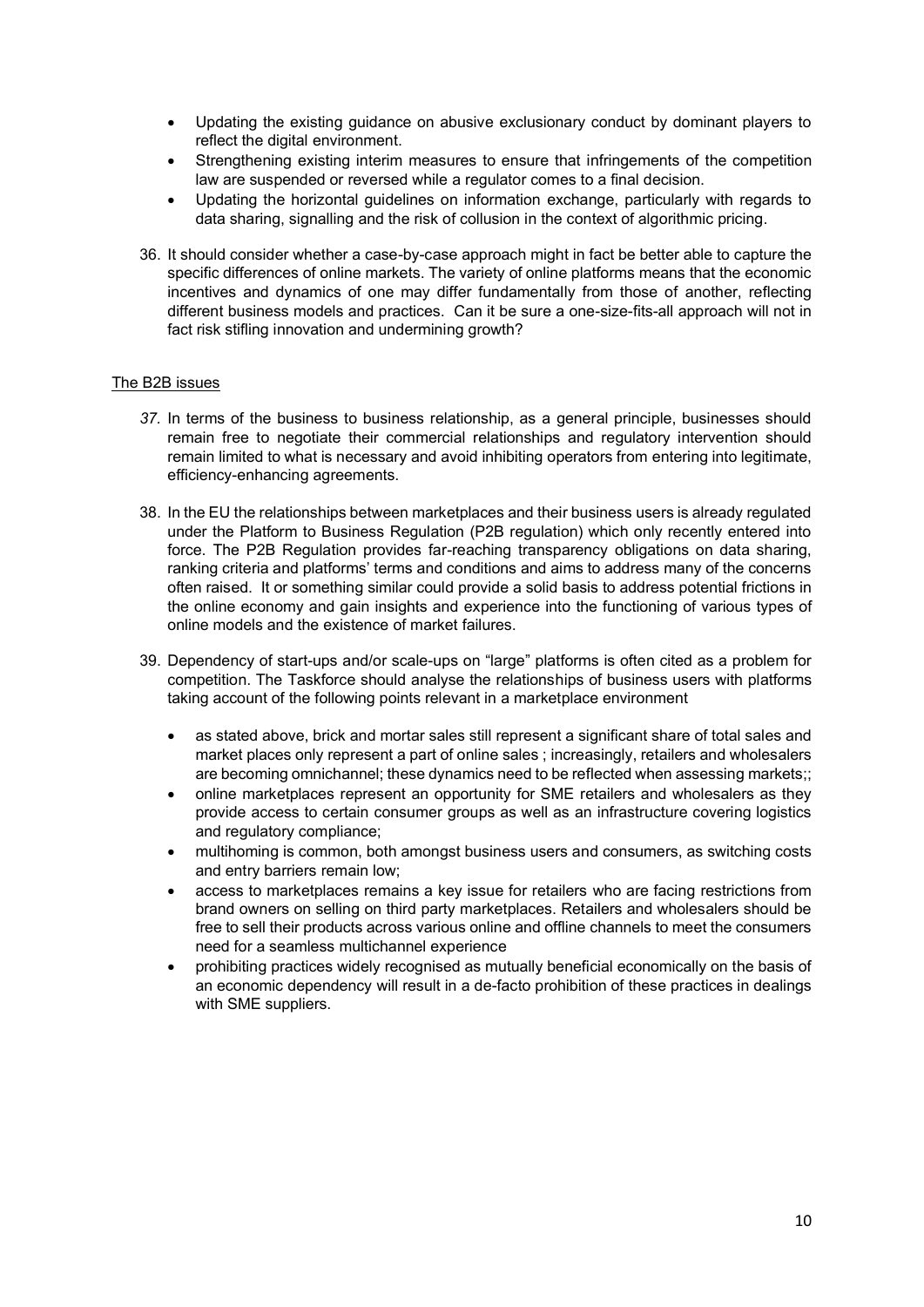- Updating the existing guidance on abusive exclusionary conduct by dominant players to reflect the digital environment.
- Strengthening existing interim measures to ensure that infringements of the competition law are suspended or reversed while a regulator comes to a final decision.
- Updating the horizontal guidelines on information exchange, particularly with regards to data sharing, signalling and the risk of collusion in the context of algorithmic pricing.

36. It should consider whether a case-by-case approach might in fact be better able to capture the specific differences of online markets. The variety of online platforms means that the economic incentives and dynamics of one may differ fundamentally from those of another, reflecting different business models and practices. Can it be sure a one-size-fits-all approach will not in fact risk stifling innovation and undermining growth?

## The B2B issues

37. In terms of the business to business relationship, as a general principle, businesses should remain free to negotiate their commercial relationships and regulatory intervention should remain limited to what is necessary and avoid inhibiting operators from entering into legitimate, efficiency-enhancing agreements.

38. In the EU the relationships between marketplaces and their business users is already regulated under the Platform to Business Regulation (P2B regulation) which only recently entered into force. The P2B Regulation provides far-reaching transparency obligations on data sharing, ranking criteria and platforms' terms and conditions and aims to address many of the concerns often raised. It or something similar could provide a solid basis to address potential frictions in the online economy and gain insights and experience into the functioning of various types of online models and the existence of market failures.

39. Dependency of start-ups and/or scale-ups on "large" platforms is often cited as a problem for competition. The Taskforce should analyse the relationships of business users with platforms taking account of the following points relevant in a marketplace environment

    - as stated above, brick and mortar sales still represent a significant share of total sales and market places only represent a part of online sales ; increasingly, retailers and wholesalers are becoming omnichannel; these dynamics need to be reflected when assessing markets;;
    - online marketplaces represent an opportunity for SME retailers and wholesalers as they provide access to certain consumer groups as well as an infrastructure covering logistics and regulatory compliance;
    - multihoming is common, both amongst business users and consumers, as switching costs and entry barriers remain low;
    - access to marketplaces remains a key issue for retailers who are facing restrictions from brand owners on selling on third party marketplaces. Retailers and wholesalers should be free to sell their products across various online and offline channels to meet the consumers need for a seamless multichannel experience
    - prohibiting practices widely recognised as mutually beneficial economically on the basis of an economic dependency will result in a de-facto prohibition of these practices in dealings with SME suppliers.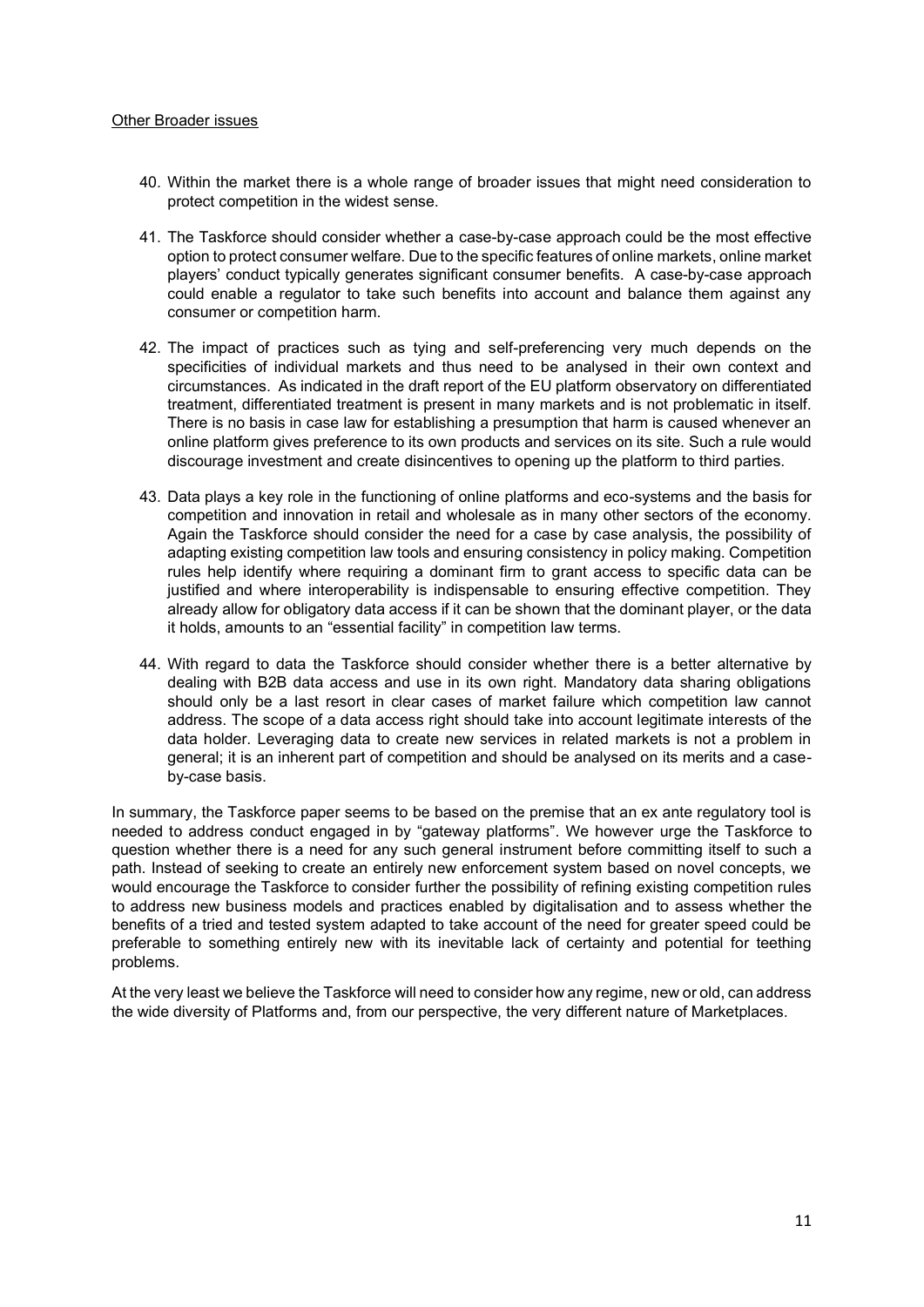<u>Other Broader issues</u>

40. Within the market there is a whole range of broader issues that might need consideration to protect competition in the widest sense.

41. The Taskforce should consider whether a case-by-case approach could be the most effective option to protect consumer welfare. Due to the specific features of online markets, online market players' conduct typically generates significant consumer benefits. A case-by-case approach could enable a regulator to take such benefits into account and balance them against any consumer or competition harm.

42. The impact of practices such as tying and self-preferencing very much depends on the specificities of individual markets and thus need to be analysed in their own context and circumstances. As indicated in the draft report of the EU platform observatory on differentiated treatment, differentiated treatment is present in many markets and is not problematic in itself. There is no basis in case law for establishing a presumption that harm is caused whenever an online platform gives preference to its own products and services on its site. Such a rule would discourage investment and create disincentives to opening up the platform to third parties.

43. Data plays a key role in the functioning of online platforms and eco-systems and the basis for competition and innovation in retail and wholesale as in many other sectors of the economy. Again the Taskforce should consider the need for a case by case analysis, the possibility of adapting existing competition law tools and ensuring consistency in policy making. Competition rules help identify where requiring a dominant firm to grant access to specific data can be justified and where interoperability is indispensable to ensuring effective competition. They already allow for obligatory data access if it can be shown that the dominant player, or the data it holds, amounts to an "essential facility" in competition law terms.

44. With regard to data the Taskforce should consider whether there is a better alternative by dealing with B2B data access and use in its own right. Mandatory data sharing obligations should only be a last resort in clear cases of market failure which competition law cannot address. The scope of a data access right should take into account legitimate interests of the data holder. Leveraging data to create new services in related markets is not a problem in general; it is an inherent part of competition and should be analysed on its merits and a case-by-case basis.

In summary, the Taskforce paper seems to be based on the premise that an ex ante regulatory tool is needed to address conduct engaged in by "gateway platforms". We however urge the Taskforce to question whether there is a need for any such general instrument before committing itself to such a path. Instead of seeking to create an entirely new enforcement system based on novel concepts, we would encourage the Taskforce to consider further the possibility of refining existing competition rules to address new business models and practices enabled by digitalisation and to assess whether the benefits of a tried and tested system adapted to take account of the need for greater speed could be preferable to something entirely new with its inevitable lack of certainty and potential for teething problems.

At the very least we believe the Taskforce will need to consider how any regime, new or old, can address the wide diversity of Platforms and, from our perspective, the very different nature of Marketplaces.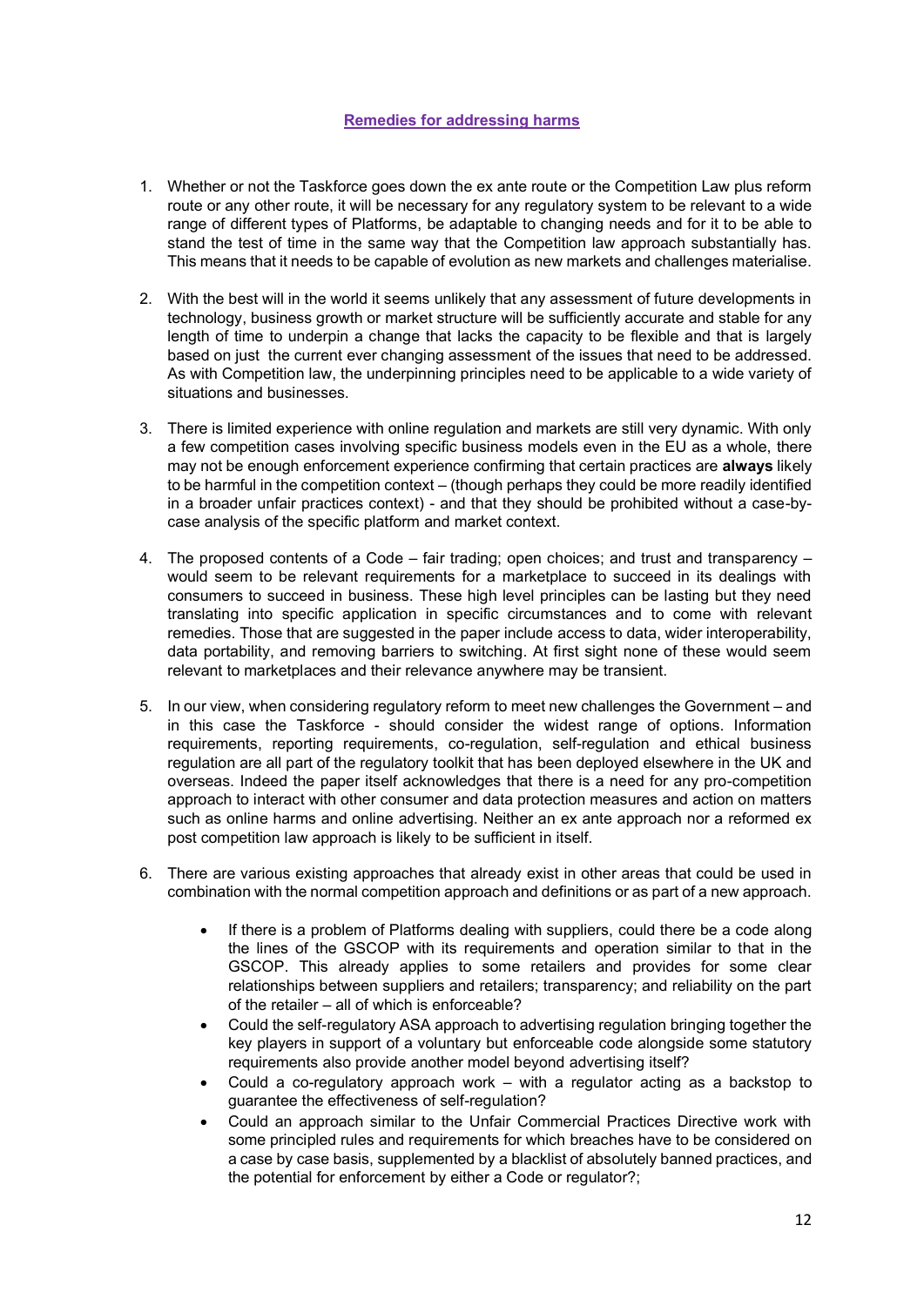## Remedies for addressing harms

1. Whether or not the Taskforce goes down the ex ante route or the Competition Law plus reform route or any other route, it will be necessary for any regulatory system to be relevant to a wide range of different types of Platforms, be adaptable to changing needs and for it to be able to stand the test of time in the same way that the Competition law approach substantially has. This means that it needs to be capable of evolution as new markets and challenges materialise.

2. With the best will in the world it seems unlikely that any assessment of future developments in technology, business growth or market structure will be sufficiently accurate and stable for any length of time to underpin a change that lacks the capacity to be flexible and that is largely based on just the current ever changing assessment of the issues that need to be addressed. As with Competition law, the underpinning principles need to be applicable to a wide variety of situations and businesses.

3. There is limited experience with online regulation and markets are still very dynamic. With only a few competition cases involving specific business models even in the EU as a whole, there may not be enough enforcement experience confirming that certain practices are **always** likely to be harmful in the competition context – (though perhaps they could be more readily identified in a broader unfair practices context) - and that they should be prohibited without a case-by-case analysis of the specific platform and market context.

4. The proposed contents of a Code – fair trading; open choices; and trust and transparency – would seem to be relevant requirements for a marketplace to succeed in its dealings with consumers to succeed in business. These high level principles can be lasting but they need translating into specific application in specific circumstances and to come with relevant remedies. Those that are suggested in the paper include access to data, wider interoperability, data portability, and removing barriers to switching. At first sight none of these would seem relevant to marketplaces and their relevance anywhere may be transient.

5. In our view, when considering regulatory reform to meet new challenges the Government – and in this case the Taskforce - should consider the widest range of options. Information requirements, reporting requirements, co-regulation, self-regulation and ethical business regulation are all part of the regulatory toolkit that has been deployed elsewhere in the UK and overseas. Indeed the paper itself acknowledges that there is a need for any pro-competition approach to interact with other consumer and data protection measures and action on matters such as online harms and online advertising. Neither an ex ante approach nor a reformed ex post competition law approach is likely to be sufficient in itself.

6. There are various existing approaches that already exist in other areas that could be used in combination with the normal competition approach and definitions or as part of a new approach.

   - If there is a problem of Platforms dealing with suppliers, could there be a code along the lines of the GSCOP with its requirements and operation similar to that in the GSCOP. This already applies to some retailers and provides for some clear relationships between suppliers and retailers; transparency; and reliability on the part of the retailer – all of which is enforceable?
   - Could the self-regulatory ASA approach to advertising regulation bringing together the key players in support of a voluntary but enforceable code alongside some statutory requirements also provide another model beyond advertising itself?
   - Could a co-regulatory approach work – with a regulator acting as a backstop to guarantee the effectiveness of self-regulation?
   - Could an approach similar to the Unfair Commercial Practices Directive work with some principled rules and requirements for which breaches have to be considered on a case by case basis, supplemented by a blacklist of absolutely banned practices, and the potential for enforcement by either a Code or regulator?;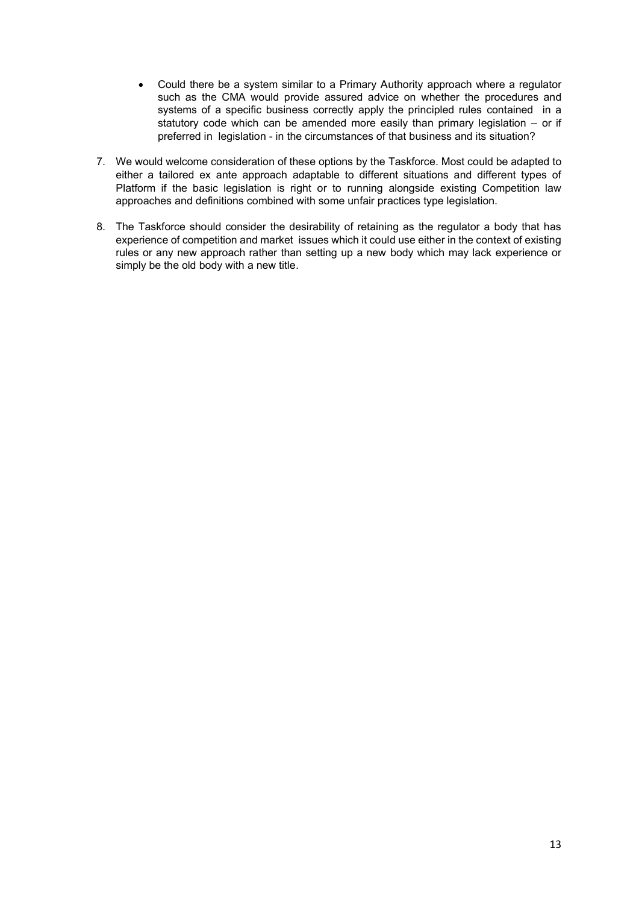- Could there be a system similar to a Primary Authority approach where a regulator such as the CMA would provide assured advice on whether the procedures and systems of a specific business correctly apply the principled rules contained in a statutory code which can be amended more easily than primary legislation – or if preferred in legislation - in the circumstances of that business and its situation?

7. We would welcome consideration of these options by the Taskforce. Most could be adapted to either a tailored ex ante approach adaptable to different situations and different types of Platform if the basic legislation is right or to running alongside existing Competition law approaches and definitions combined with some unfair practices type legislation.

8. The Taskforce should consider the desirability of retaining as the regulator a body that has experience of competition and market issues which it could use either in the context of existing rules or any new approach rather than setting up a new body which may lack experience or simply be the old body with a new title.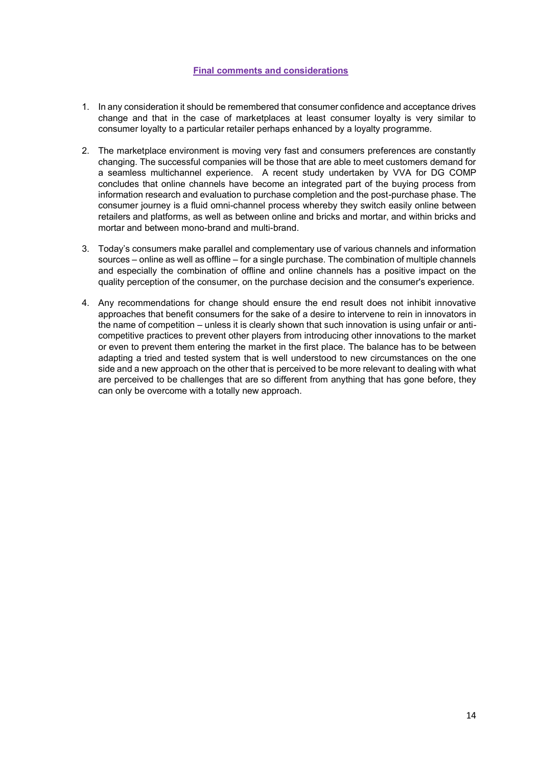## Final comments and considerations

1. In any consideration it should be remembered that consumer confidence and acceptance drives change and that in the case of marketplaces at least consumer loyalty is very similar to consumer loyalty to a particular retailer perhaps enhanced by a loyalty programme.

2. The marketplace environment is moving very fast and consumers preferences are constantly changing. The successful companies will be those that are able to meet customers demand for a seamless multichannel experience. A recent study undertaken by VVA for DG COMP concludes that online channels have become an integrated part of the buying process from information research and evaluation to purchase completion and the post-purchase phase. The consumer journey is a fluid omni-channel process whereby they switch easily online between retailers and platforms, as well as between online and bricks and mortar, and within bricks and mortar and between mono-brand and multi-brand.

3. Today's consumers make parallel and complementary use of various channels and information sources – online as well as offline – for a single purchase. The combination of multiple channels and especially the combination of offline and online channels has a positive impact on the quality perception of the consumer, on the purchase decision and the consumer's experience.

4. Any recommendations for change should ensure the end result does not inhibit innovative approaches that benefit consumers for the sake of a desire to intervene to rein in innovators in the name of competition – unless it is clearly shown that such innovation is using unfair or anti-competitive practices to prevent other players from introducing other innovations to the market or even to prevent them entering the market in the first place. The balance has to be between adapting a tried and tested system that is well understood to new circumstances on the one side and a new approach on the other that is perceived to be more relevant to dealing with what are perceived to be challenges that are so different from anything that has gone before, they can only be overcome with a totally new approach.